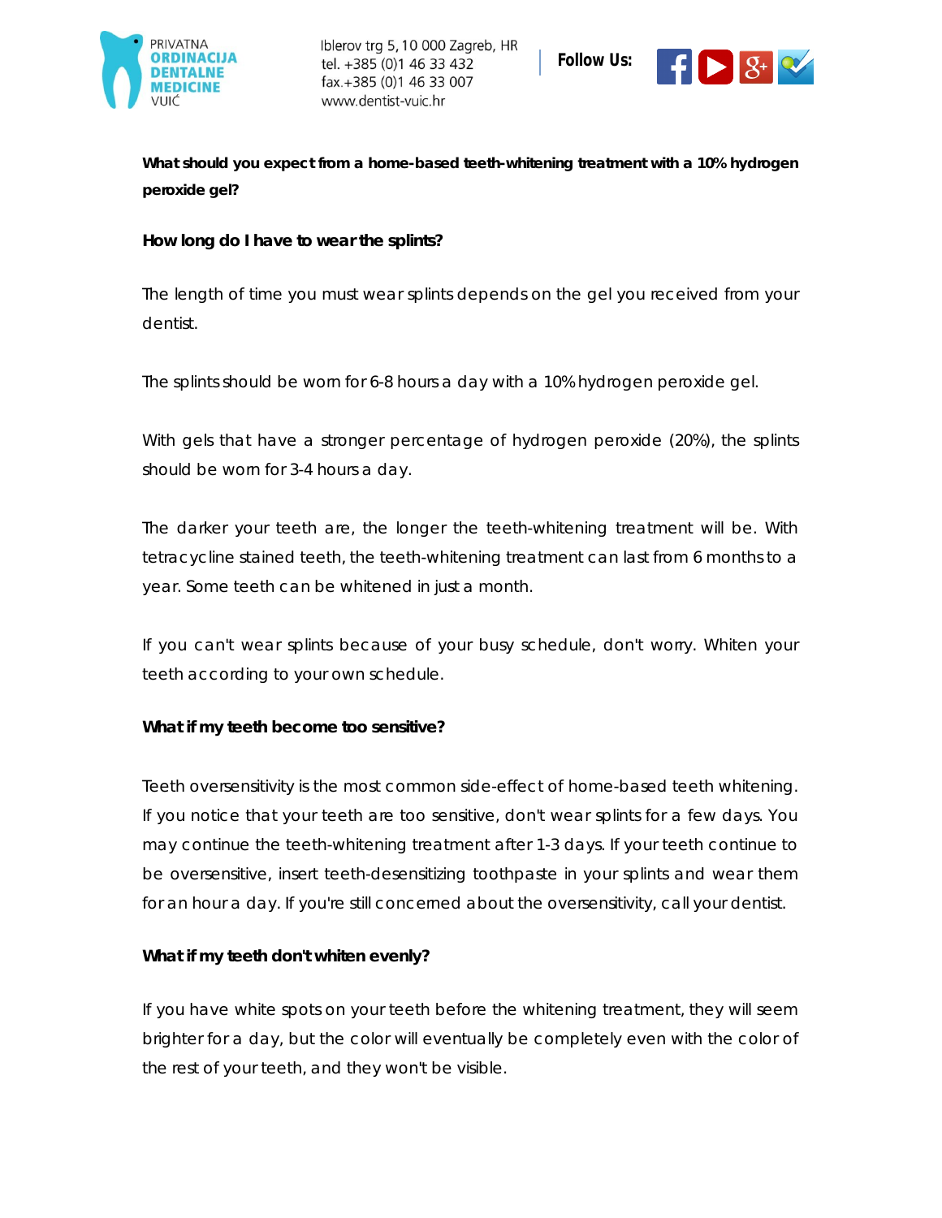**What should you expect from a home-based teeth-whitening treatment with a 10% hydrogen peroxide gel?**

**How long do I have to wear the splints?**

The length of time you must wear splints depends on the gel you received from your dentist.

The splints should be worn for 6-8 hours a day with a 10% hydrogen peroxide gel.

With gels that have a stronger percentage of hydrogen peroxide (20%), the splints should be worn for 3-4 hours a day.

The darker your teeth are, the longer the teeth-whitening treatment will be. With tetracycline stained teeth, the teeth-whitening treatment can last from 6 months to a year. Some teeth can be whitened in just a month.

If you can't wear splints because of your busy schedule, don't worry. Whiten your teeth according to your own schedule.

**What if my teeth become too sensitive?**

Teeth oversensitivity is the most common side-effect of home-based teeth whitening. If you notice that your teeth are too sensitive, don't wear splints for a few days. You may continue the teeth-whitening treatment after 1-3 days. If your teeth continue to be oversensitive, insert teeth-desensitizing toothpaste in your splints and wear them for an hour a day. If you're still concerned about the oversensitivity, call your dentist.

**What if my teeth don't whiten evenly?**

If you have white spots on your teeth before the whitening treatment, they will seem brighter for a day, but the color will eventually be completely even with the color of the rest of your teeth, and they won't be visible.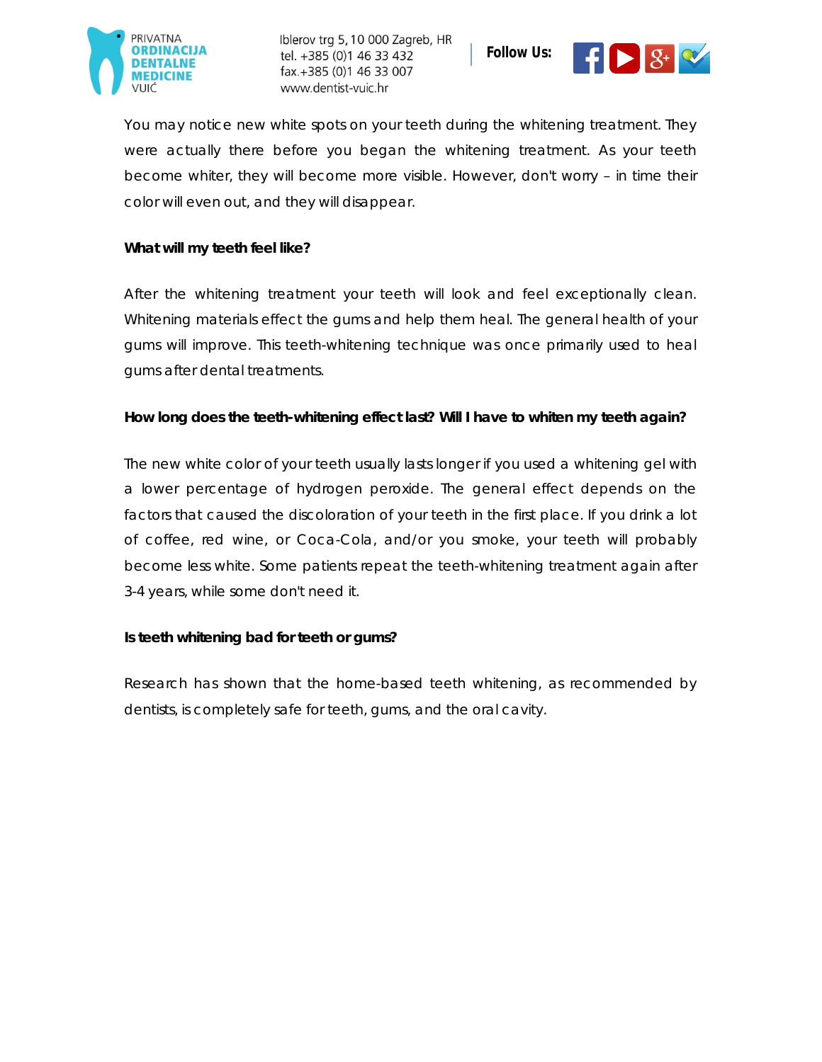You may notice new white spots on your teeth during the whitening treatment. They were actually there before you began the whitening treatment. As your teeth become whiter, they will become more visible. However, don't worry – in time their color will even out, and they will disappear.

**What will my teeth feel like?**

After the whitening treatment your teeth will look and feel exceptionally clean. Whitening materials effect the gums and help them heal. The general health of your gums will improve. This teeth-whitening technique was once primarily used to heal gums after dental treatments.

**How long does the teeth-whitening effect last? Will I have to whiten my teeth again?**

The new white color of your teeth usually lasts longer if you used a whitening gel with a lower percentage of hydrogen peroxide. The general effect depends on the factors that caused the discoloration of your teeth in the first place. If you drink a lot of coffee, red wine, or Coca-Cola, and/or you smoke, your teeth will probably become less white. Some patients repeat the teeth-whitening treatment again after 3-4 years, while some don't need it.

**Is teeth whitening bad for teeth or gums?**

Research has shown that the home-based teeth whitening, as recommended by dentists, is completely safe for teeth, gums, and the oral cavity.